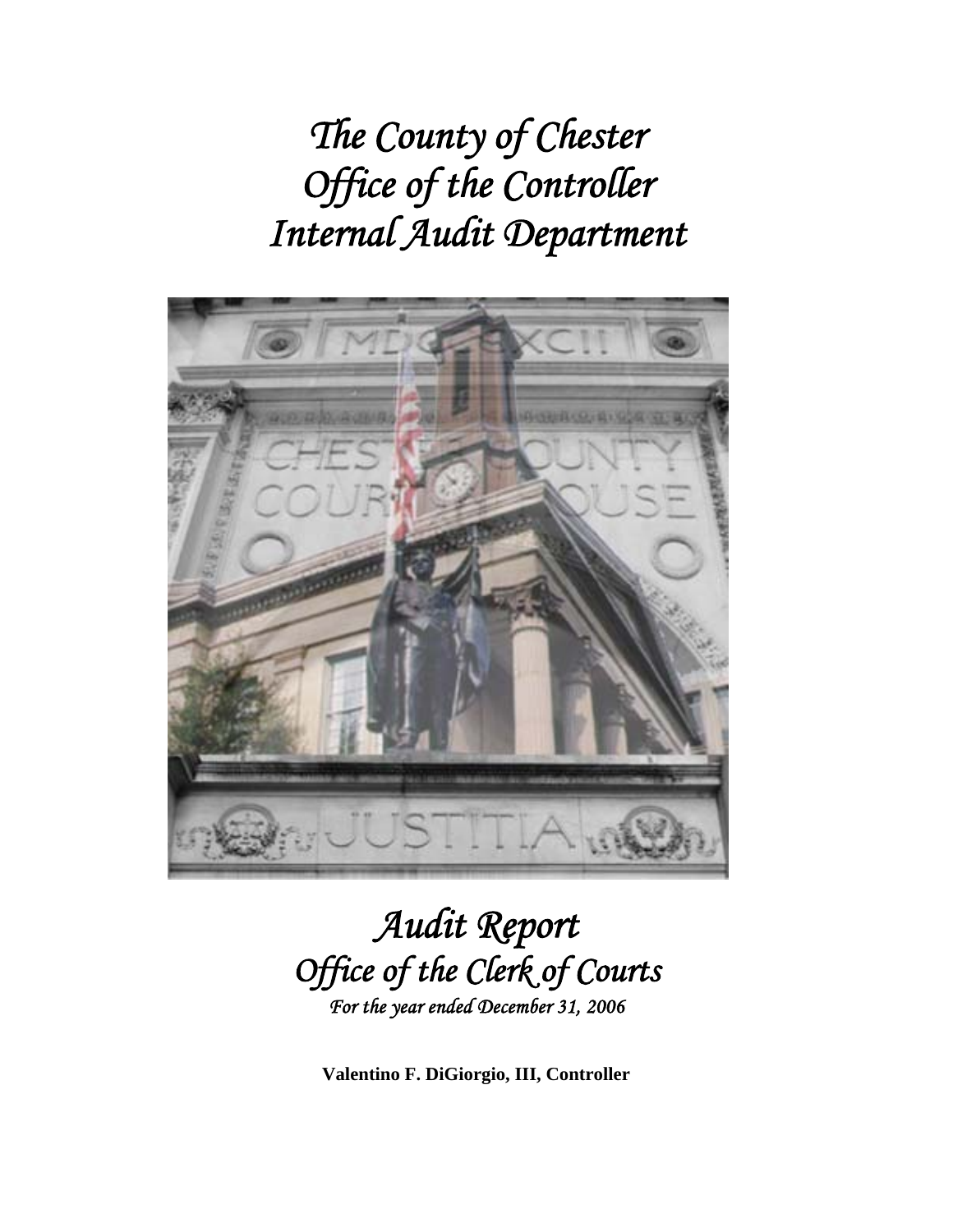# *The County of Chester*
# *Office of the Controller*
# *Internal Audit Department*

# *Audit Report*
## *Office of the Clerk of Courts*
*For the year ended December 31, 2006*

**Valentino F. DiGiorgio, III, Controller**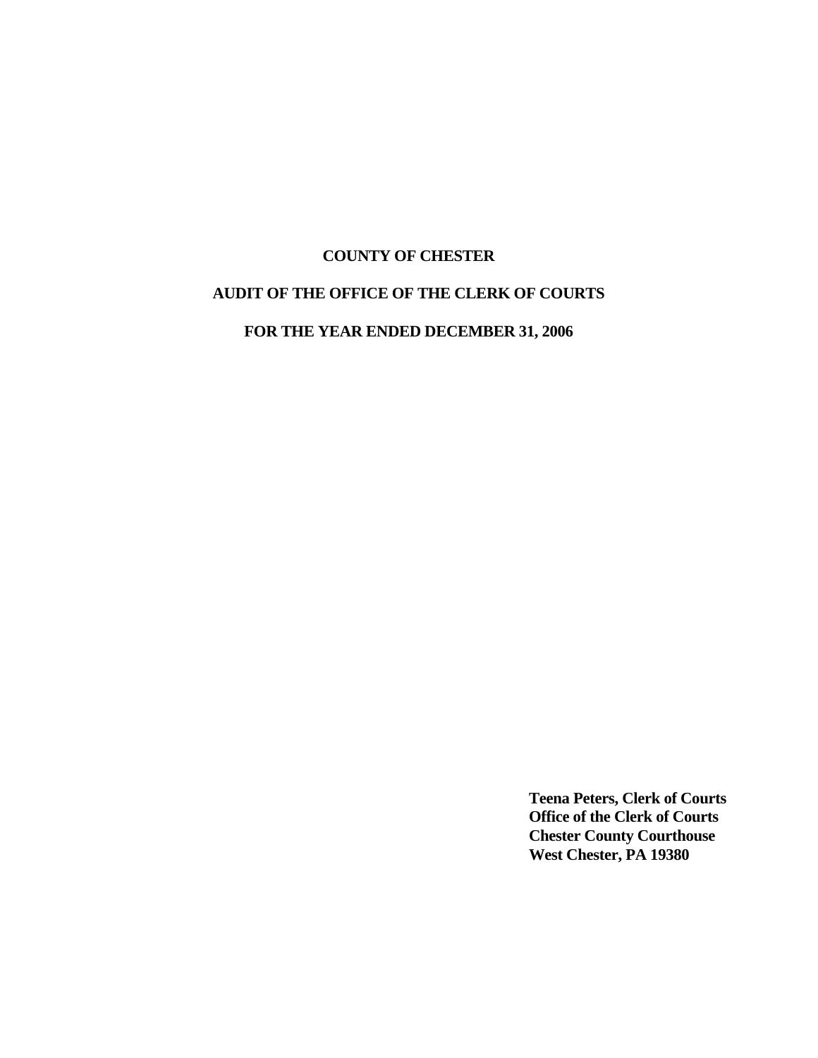# COUNTY OF CHESTER

## AUDIT OF THE OFFICE OF THE CLERK OF COURTS

## FOR THE YEAR ENDED DECEMBER 31, 2006

**Teena Peters, Clerk of Courts**
**Office of the Clerk of Courts**
**Chester County Courthouse**
**West Chester, PA 19380**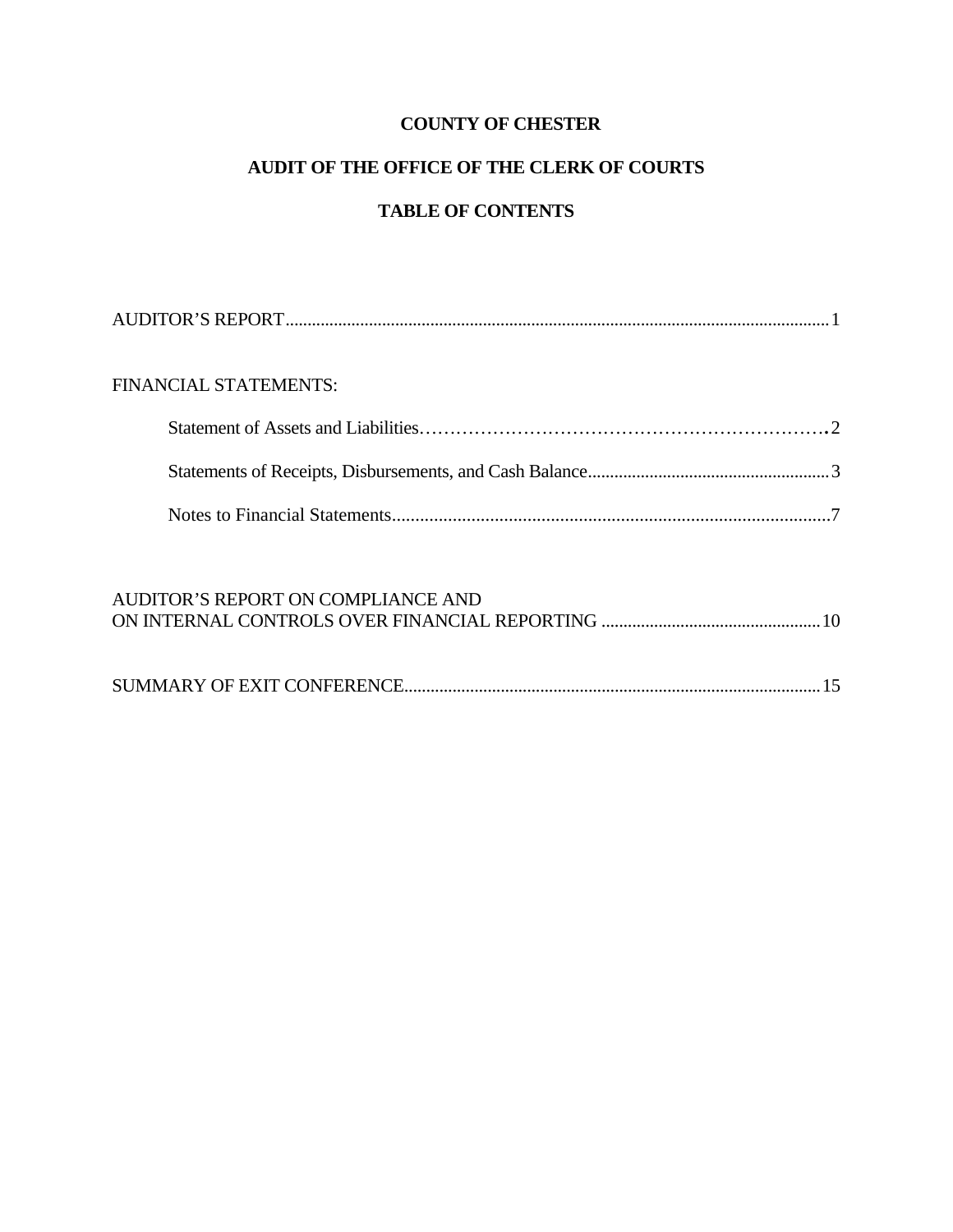# COUNTY OF CHESTER

## AUDIT OF THE OFFICE OF THE CLERK OF COURTS

## TABLE OF CONTENTS

AUDITOR'S REPORT....................................................................................................................1

FINANCIAL STATEMENTS:

- Statement of Assets and Liabilities.............................................................2
- Statements of Receipts, Disbursements, and Cash Balance.......................................3
- Notes to Financial Statements......................................................................7

AUDITOR'S REPORT ON COMPLIANCE AND ON INTERNAL CONTROLS OVER FINANCIAL REPORTING ....................................10

SUMMARY OF EXIT CONFERENCE.............................................................................15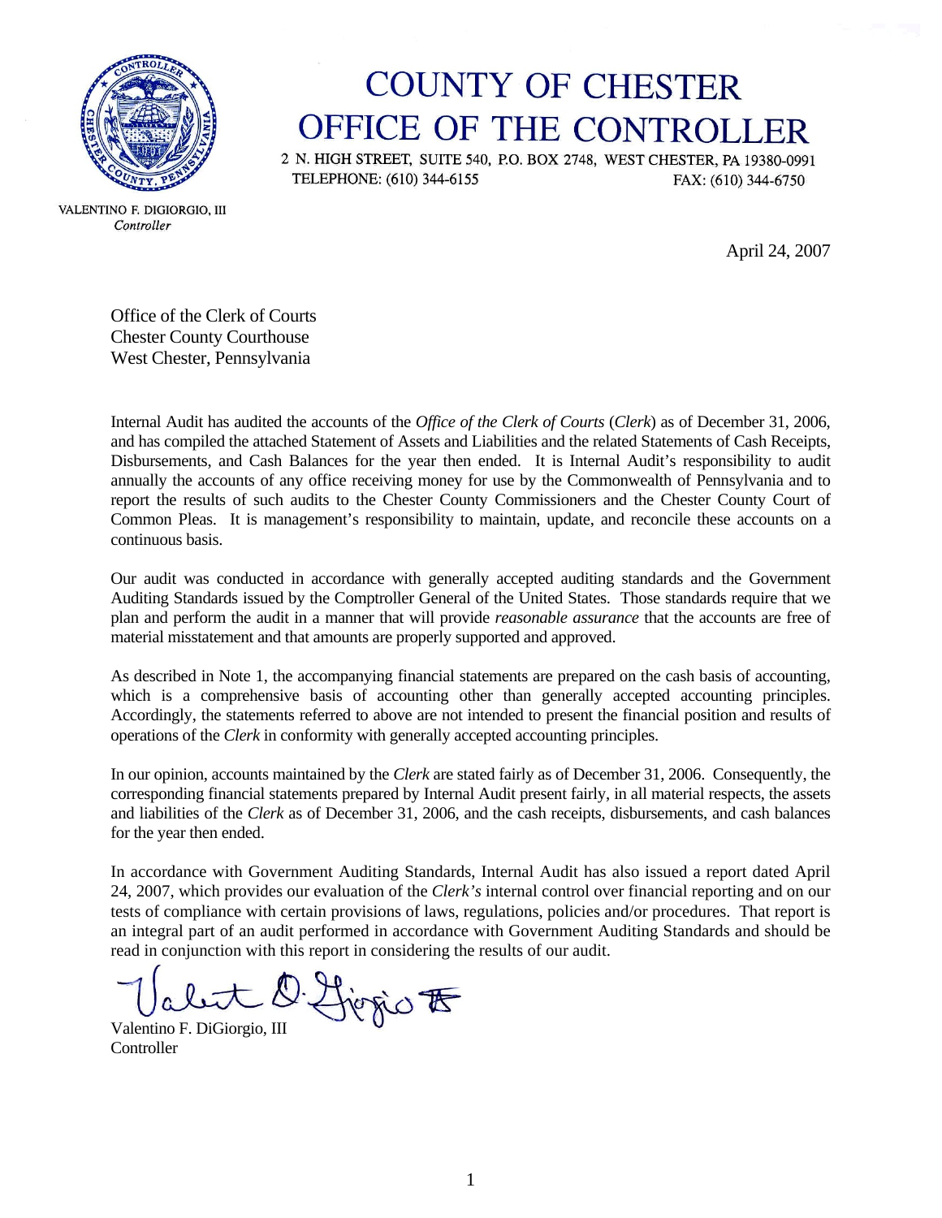# COUNTY OF CHESTER
## OFFICE OF THE CONTROLLER

2 N. HIGH STREET, SUITE 540, P.O. BOX 2748, WEST CHESTER, PA 19380-0991
TELEPHONE: (610) 344-6155 FAX: (610) 344-6750

VALENTINO F. DIGIORGIO, III
*Controller*

April 24, 2007

Office of the Clerk of Courts
Chester County Courthouse
West Chester, Pennsylvania

Internal Audit has audited the accounts of the *Office of the Clerk of Courts* (*Clerk*) as of December 31, 2006, and has compiled the attached Statement of Assets and Liabilities and the related Statements of Cash Receipts, Disbursements, and Cash Balances for the year then ended. It is Internal Audit's responsibility to audit annually the accounts of any office receiving money for use by the Commonwealth of Pennsylvania and to report the results of such audits to the Chester County Commissioners and the Chester County Court of Common Pleas. It is management's responsibility to maintain, update, and reconcile these accounts on a continuous basis.

Our audit was conducted in accordance with generally accepted auditing standards and the Government Auditing Standards issued by the Comptroller General of the United States. Those standards require that we plan and perform the audit in a manner that will provide *reasonable assurance* that the accounts are free of material misstatement and that amounts are properly supported and approved.

As described in Note 1, the accompanying financial statements are prepared on the cash basis of accounting, which is a comprehensive basis of accounting other than generally accepted accounting principles. Accordingly, the statements referred to above are not intended to present the financial position and results of operations of the *Clerk* in conformity with generally accepted accounting principles.

In our opinion, accounts maintained by the *Clerk* are stated fairly as of December 31, 2006. Consequently, the corresponding financial statements prepared by Internal Audit present fairly, in all material respects, the assets and liabilities of the *Clerk* as of December 31, 2006, and the cash receipts, disbursements, and cash balances for the year then ended.

In accordance with Government Auditing Standards, Internal Audit has also issued a report dated April 24, 2007, which provides our evaluation of the *Clerk's* internal control over financial reporting and on our tests of compliance with certain provisions of laws, regulations, policies and/or procedures. That report is an integral part of an audit performed in accordance with Government Auditing Standards and should be read in conjunction with this report in considering the results of our audit.

Valentino F. DiGiorgio, III
Controller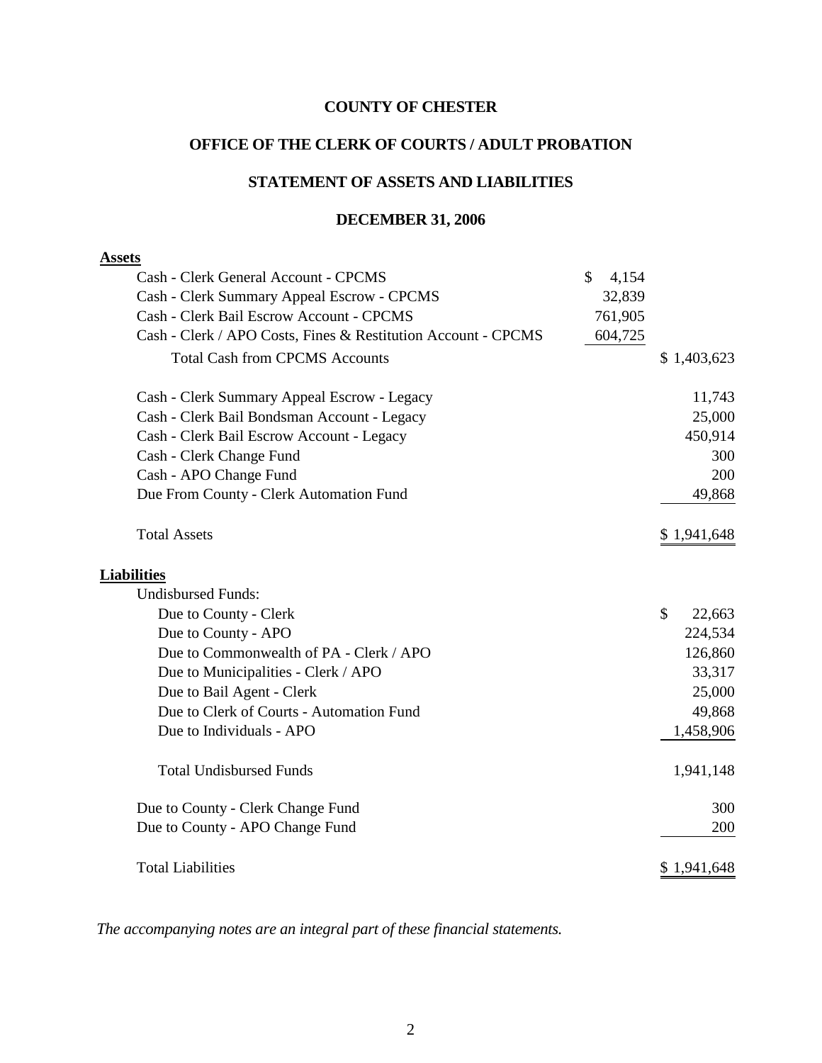# COUNTY OF CHESTER

## OFFICE OF THE CLERK OF COURTS / ADULT PROBATION

## STATEMENT OF ASSETS AND LIABILITIES

## DECEMBER 31, 2006

| | | |
|---|---|---|
| **Assets** | | |
| Cash - Clerk General Account - CPCMS | $ 4,154 | |
| Cash - Clerk Summary Appeal Escrow - CPCMS | 32,839 | |
| Cash - Clerk Bail Escrow Account - CPCMS | 761,905 | |
| Cash - Clerk / APO Costs, Fines & Restitution Account - CPCMS | 604,725 | |
| Total Cash from CPCMS Accounts | | $ 1,403,623 |
| Cash - Clerk Summary Appeal Escrow - Legacy | | 11,743 |
| Cash - Clerk Bail Bondsman Account - Legacy | | 25,000 |
| Cash - Clerk Bail Escrow Account - Legacy | | 450,914 |
| Cash - Clerk Change Fund | | 300 |
| Cash - APO Change Fund | | 200 |
| Due From County - Clerk Automation Fund | | 49,868 |
| Total Assets | | $ 1,941,648 |
| **Liabilities** | | |
| Undisbursed Funds: | | |
| Due to County - Clerk | | $ 22,663 |
| Due to County - APO | | 224,534 |
| Due to Commonwealth of PA - Clerk / APO | | 126,860 |
| Due to Municipalities - Clerk / APO | | 33,317 |
| Due to Bail Agent - Clerk | | 25,000 |
| Due to Clerk of Courts - Automation Fund | | 49,868 |
| Due to Individuals - APO | | 1,458,906 |
| Total Undisbursed Funds | | 1,941,148 |
| Due to County - Clerk Change Fund | | 300 |
| Due to County - APO Change Fund | | 200 |
| Total Liabilities | | $ 1,941,648 |

*The accompanying notes are an integral part of these financial statements.*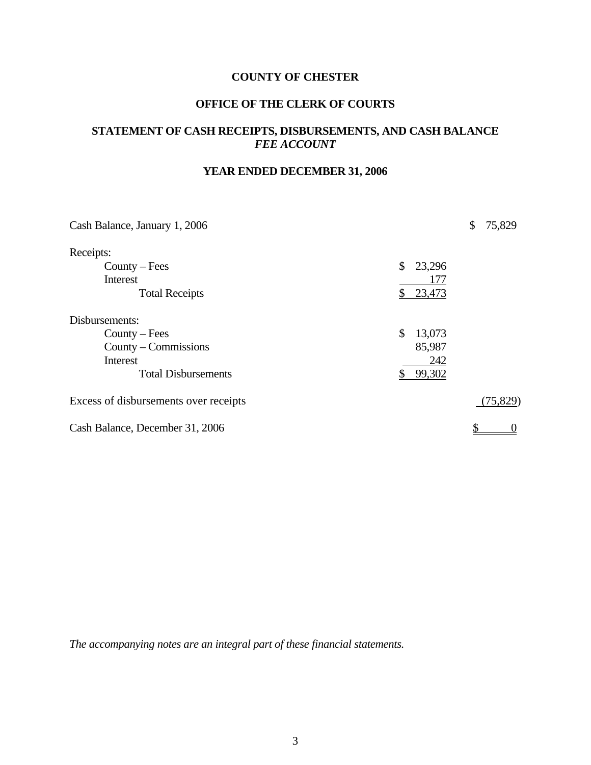# COUNTY OF CHESTER

## OFFICE OF THE CLERK OF COURTS

## STATEMENT OF CASH RECEIPTS, DISBURSEMENTS, AND CASH BALANCE
### *FEE ACCOUNT*

### YEAR ENDED DECEMBER 31, 2006

| | | |
|---|---|---|
| Cash Balance, January 1, 2006 | | $ 75,829 |
| Receipts: | | |
| County – Fees | $ 23,296 | |
| Interest | 177 | |
| Total Receipts | $ 23,473 | |
| Disbursements: | | |
| County – Fees | $ 13,073 | |
| County – Commissions | 85,987 | |
| Interest | 242 | |
| Total Disbursements | $ 99,302 | |
| Excess of disbursements over receipts | | (75,829) |
| Cash Balance, December 31, 2006 | | $ 0 |

*The accompanying notes are an integral part of these financial statements.*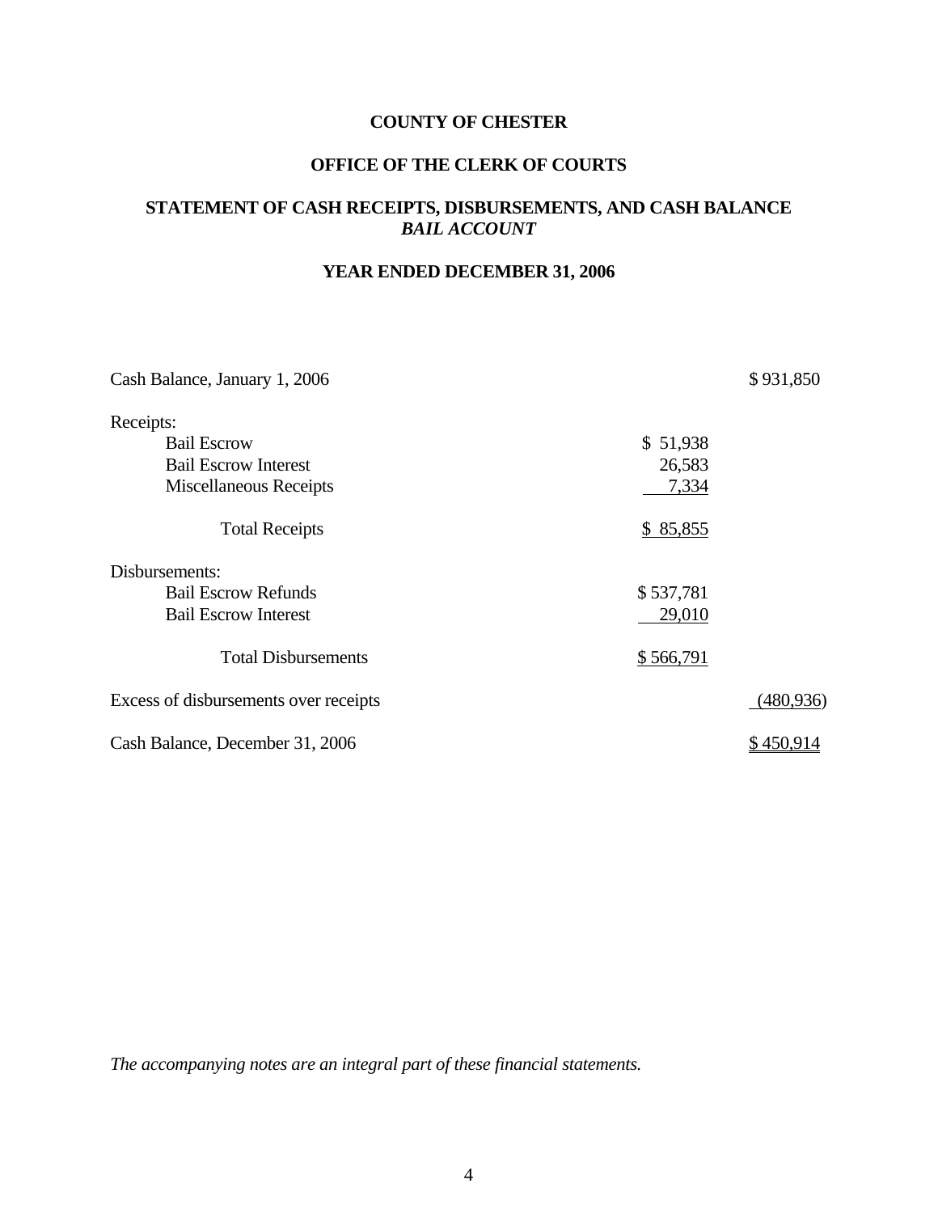**COUNTY OF CHESTER**

**OFFICE OF THE CLERK OF COURTS**

**STATEMENT OF CASH RECEIPTS, DISBURSEMENTS, AND CASH BALANCE**
***BAIL ACCOUNT***

**YEAR ENDED DECEMBER 31, 2006**

| | | |
|---|---|---|
| Cash Balance, January 1, 2006 | | $ 931,850 |
| Receipts: | | |
| Bail Escrow | $ 51,938 | |
| Bail Escrow Interest | 26,583 | |
| Miscellaneous Receipts | 7,334 | |
| Total Receipts | $ 85,855 | |
| Disbursements: | | |
| Bail Escrow Refunds | $ 537,781 | |
| Bail Escrow Interest | 29,010 | |
| Total Disbursements | $ 566,791 | |
| Excess of disbursements over receipts | | (480,936) |
| Cash Balance, December 31, 2006 | | $ 450,914 |

*The accompanying notes are an integral part of these financial statements.*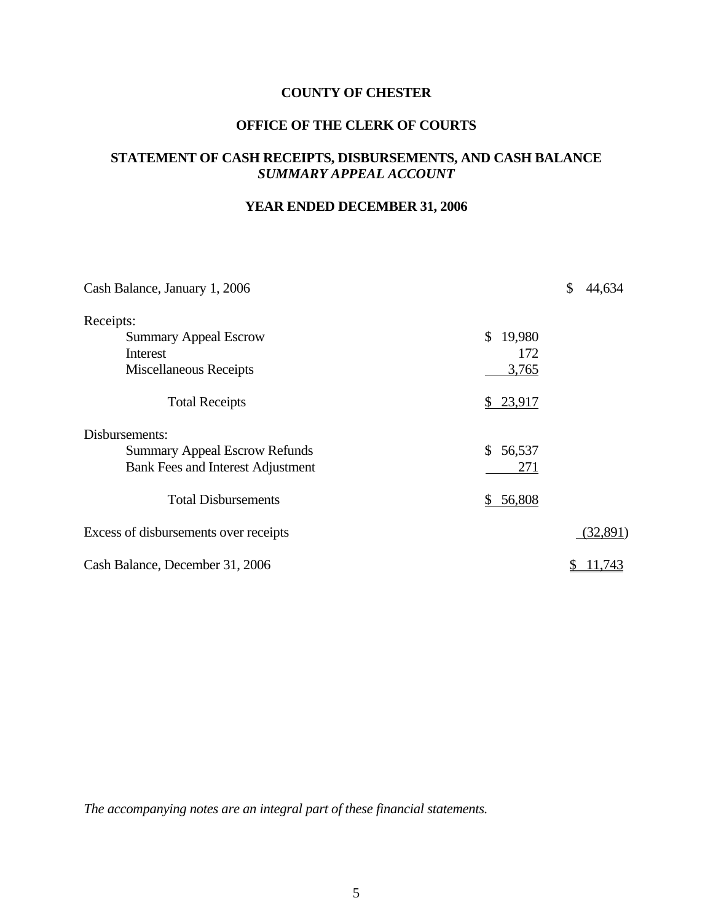# COUNTY OF CHESTER

## OFFICE OF THE CLERK OF COURTS

## STATEMENT OF CASH RECEIPTS, DISBURSEMENTS, AND CASH BALANCE
### *SUMMARY APPEAL ACCOUNT*

## YEAR ENDED DECEMBER 31, 2006

| | | |
|---|---|---|
| Cash Balance, January 1, 2006 | | $ 44,634 |
| Receipts: | | |
| Summary Appeal Escrow | $ 19,980 | |
| Interest | 172 | |
| Miscellaneous Receipts | 3,765 | |
| Total Receipts | $ 23,917 | |
| Disbursements: | | |
| Summary Appeal Escrow Refunds | $ 56,537 | |
| Bank Fees and Interest Adjustment | 271 | |
| Total Disbursements | $ 56,808 | |
| Excess of disbursements over receipts | | (32,891) |
| Cash Balance, December 31, 2006 | | $ 11,743 |

*The accompanying notes are an integral part of these financial statements.*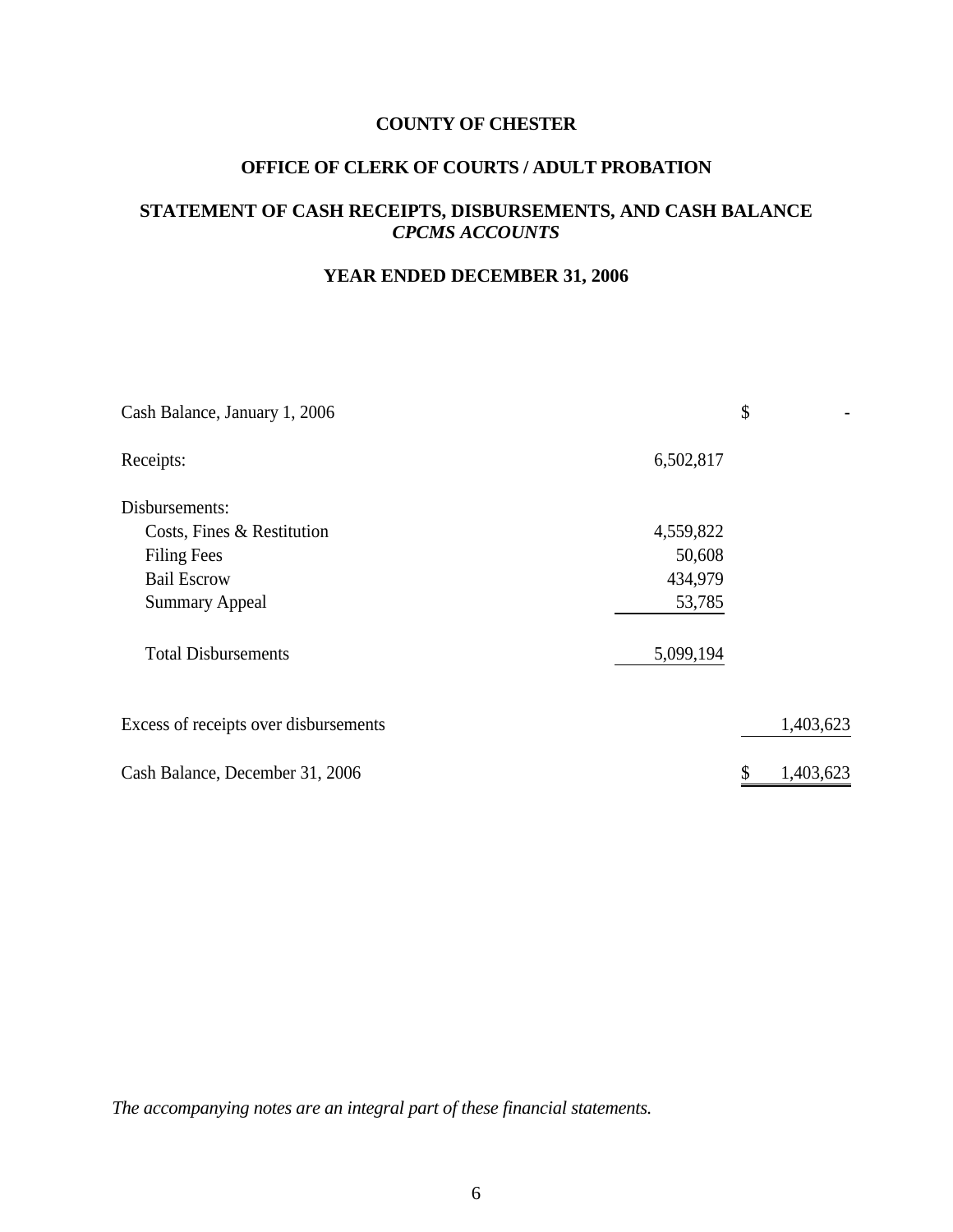**COUNTY OF CHESTER**

**OFFICE OF CLERK OF COURTS / ADULT PROBATION**

**STATEMENT OF CASH RECEIPTS, DISBURSEMENTS, AND CASH BALANCE**
***CPCMS ACCOUNTS***

**YEAR ENDED DECEMBER 31, 2006**

| | | |
|---|---|---|
| Cash Balance, January 1, 2006 | | $ - |
| Receipts: | 6,502,817 | |
| Disbursements: | | |
| Costs, Fines & Restitution | 4,559,822 | |
| Filing Fees | 50,608 | |
| Bail Escrow | 434,979 | |
| Summary Appeal | 53,785 | |
| Total Disbursements | 5,099,194 | |
| Excess of receipts over disbursements | | 1,403,623 |
| Cash Balance, December 31, 2006 | | $ 1,403,623 |

*The accompanying notes are an integral part of these financial statements.*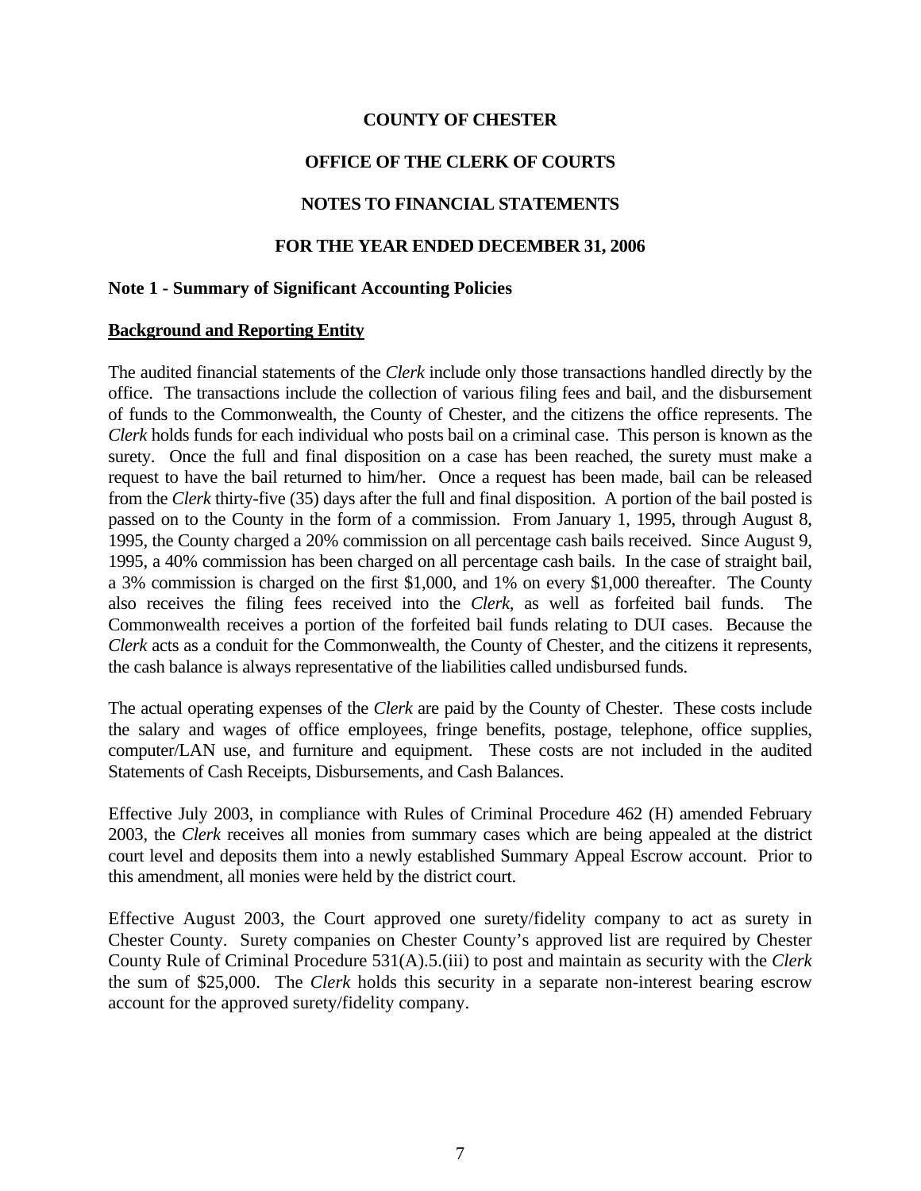# COUNTY OF CHESTER

## OFFICE OF THE CLERK OF COURTS

## NOTES TO FINANCIAL STATEMENTS

## FOR THE YEAR ENDED DECEMBER 31, 2006

### Note 1 - Summary of Significant Accounting Policies

**Background and Reporting Entity**

The audited financial statements of the *Clerk* include only those transactions handled directly by the office. The transactions include the collection of various filing fees and bail, and the disbursement of funds to the Commonwealth, the County of Chester, and the citizens the office represents. The *Clerk* holds funds for each individual who posts bail on a criminal case. This person is known as the surety. Once the full and final disposition on a case has been reached, the surety must make a request to have the bail returned to him/her. Once a request has been made, bail can be released from the *Clerk* thirty-five (35) days after the full and final disposition. A portion of the bail posted is passed on to the County in the form of a commission. From January 1, 1995, through August 8, 1995, the County charged a 20% commission on all percentage cash bails received. Since August 9, 1995, a 40% commission has been charged on all percentage cash bails. In the case of straight bail, a 3% commission is charged on the first $1,000, and 1% on every $1,000 thereafter. The County also receives the filing fees received into the *Clerk*, as well as forfeited bail funds. The Commonwealth receives a portion of the forfeited bail funds relating to DUI cases. Because the *Clerk* acts as a conduit for the Commonwealth, the County of Chester, and the citizens it represents, the cash balance is always representative of the liabilities called undisbursed funds.

The actual operating expenses of the *Clerk* are paid by the County of Chester. These costs include the salary and wages of office employees, fringe benefits, postage, telephone, office supplies, computer/LAN use, and furniture and equipment. These costs are not included in the audited Statements of Cash Receipts, Disbursements, and Cash Balances.

Effective July 2003, in compliance with Rules of Criminal Procedure 462 (H) amended February 2003, the *Clerk* receives all monies from summary cases which are being appealed at the district court level and deposits them into a newly established Summary Appeal Escrow account. Prior to this amendment, all monies were held by the district court.

Effective August 2003, the Court approved one surety/fidelity company to act as surety in Chester County. Surety companies on Chester County's approved list are required by Chester County Rule of Criminal Procedure 531(A).5.(iii) to post and maintain as security with the *Clerk* the sum of $25,000. The *Clerk* holds this security in a separate non-interest bearing escrow account for the approved surety/fidelity company.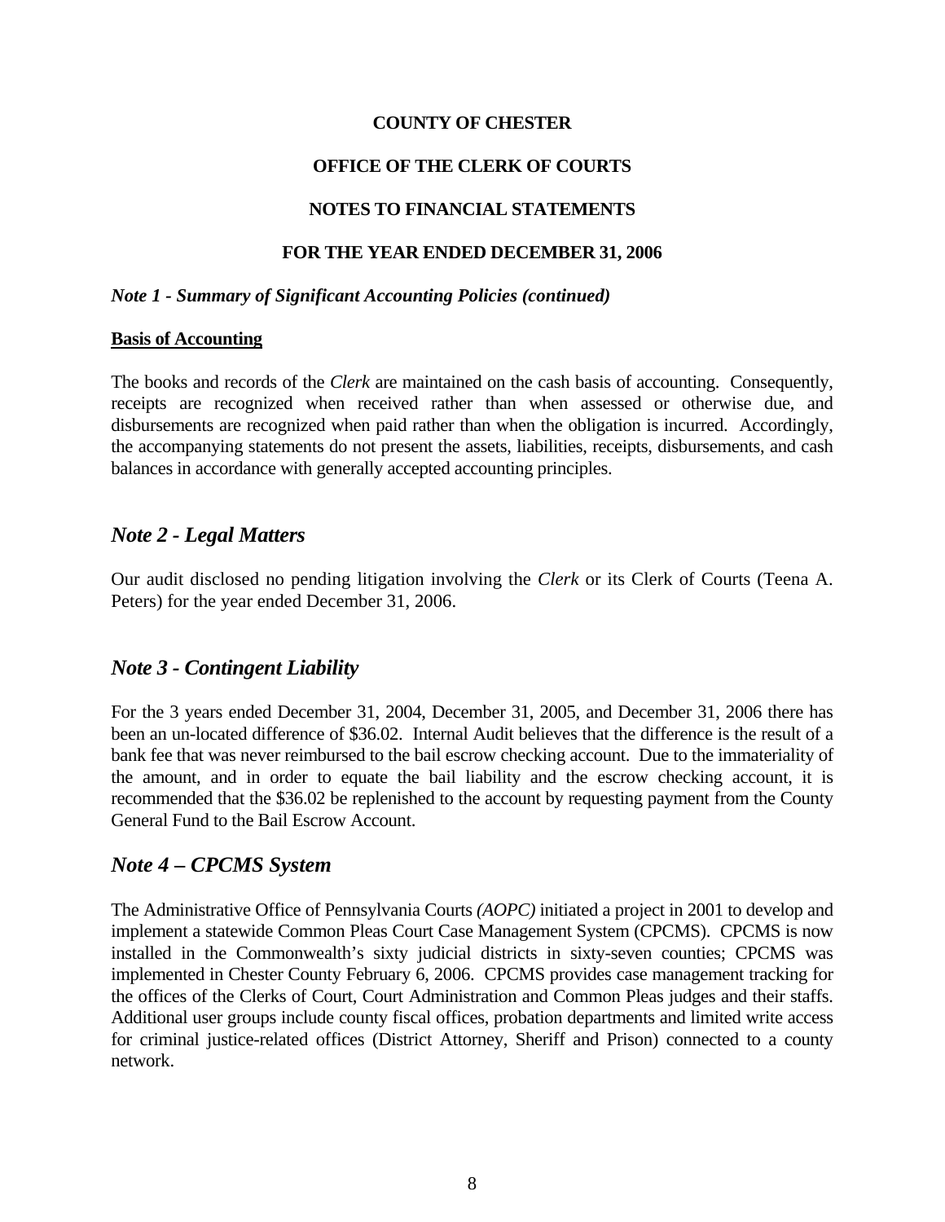**COUNTY OF CHESTER**

**OFFICE OF THE CLERK OF COURTS**

**NOTES TO FINANCIAL STATEMENTS**

**FOR THE YEAR ENDED DECEMBER 31, 2006**

***Note 1 - Summary of Significant Accounting Policies (continued)***

**Basis of Accounting**

The books and records of the *Clerk* are maintained on the cash basis of accounting. Consequently, receipts are recognized when received rather than when assessed or otherwise due, and disbursements are recognized when paid rather than when the obligation is incurred. Accordingly, the accompanying statements do not present the assets, liabilities, receipts, disbursements, and cash balances in accordance with generally accepted accounting principles.

## *Note 2 - Legal Matters*

Our audit disclosed no pending litigation involving the *Clerk* or its Clerk of Courts (Teena A. Peters) for the year ended December 31, 2006.

## *Note 3 - Contingent Liability*

For the 3 years ended December 31, 2004, December 31, 2005, and December 31, 2006 there has been an un-located difference of $36.02. Internal Audit believes that the difference is the result of a bank fee that was never reimbursed to the bail escrow checking account. Due to the immateriality of the amount, and in order to equate the bail liability and the escrow checking account, it is recommended that the $36.02 be replenished to the account by requesting payment from the County General Fund to the Bail Escrow Account.

## *Note 4 – CPCMS System*

The Administrative Office of Pennsylvania Courts *(AOPC)* initiated a project in 2001 to develop and implement a statewide Common Pleas Court Case Management System (CPCMS). CPCMS is now installed in the Commonwealth's sixty judicial districts in sixty-seven counties; CPCMS was implemented in Chester County February 6, 2006. CPCMS provides case management tracking for the offices of the Clerks of Court, Court Administration and Common Pleas judges and their staffs. Additional user groups include county fiscal offices, probation departments and limited write access for criminal justice-related offices (District Attorney, Sheriff and Prison) connected to a county network.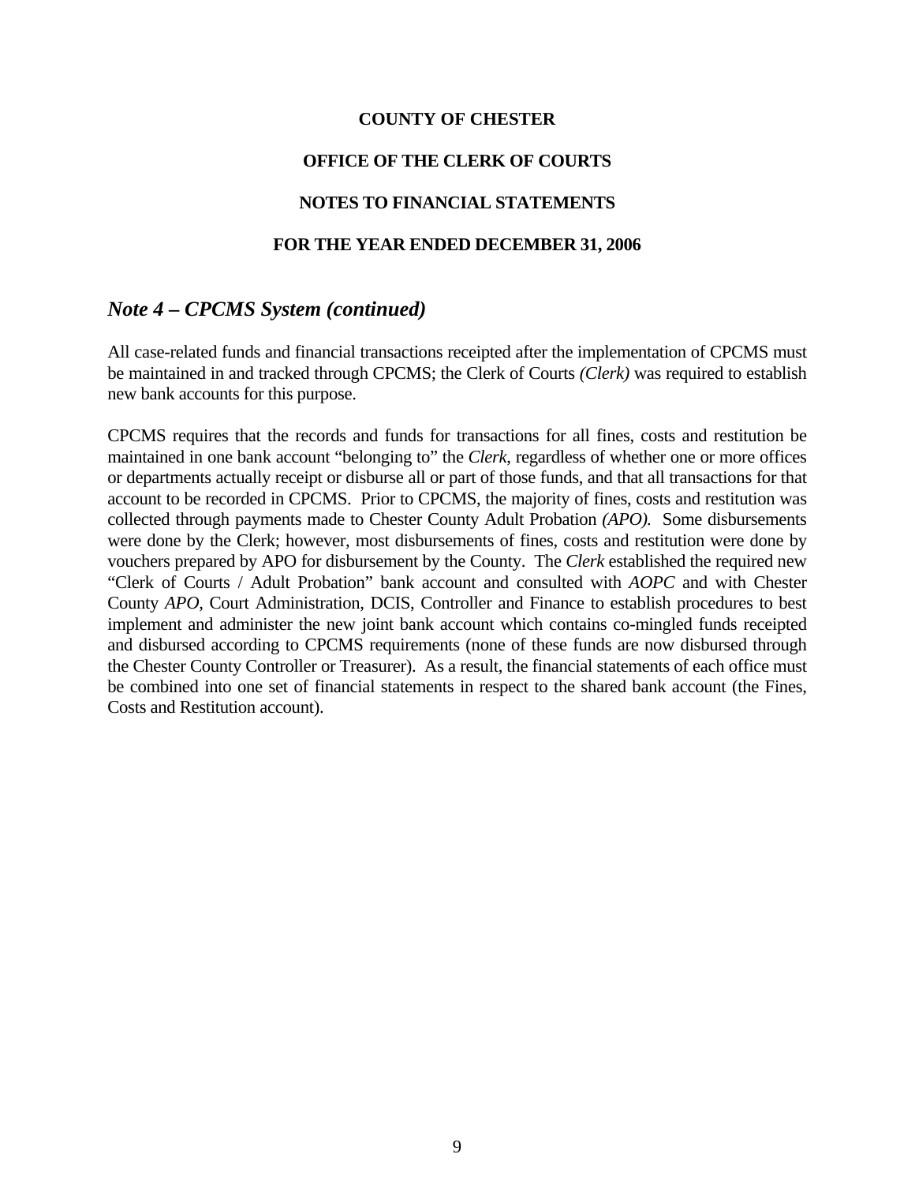**COUNTY OF CHESTER**

**OFFICE OF THE CLERK OF COURTS**

**NOTES TO FINANCIAL STATEMENTS**

**FOR THE YEAR ENDED DECEMBER 31, 2006**

## *Note 4 – CPCMS System (continued)*

All case-related funds and financial transactions receipted after the implementation of CPCMS must be maintained in and tracked through CPCMS; the Clerk of Courts *(Clerk)* was required to establish new bank accounts for this purpose.

CPCMS requires that the records and funds for transactions for all fines, costs and restitution be maintained in one bank account "belonging to" the *Clerk*, regardless of whether one or more offices or departments actually receipt or disburse all or part of those funds, and that all transactions for that account to be recorded in CPCMS. Prior to CPCMS, the majority of fines, costs and restitution was collected through payments made to Chester County Adult Probation *(APO).* Some disbursements were done by the Clerk; however, most disbursements of fines, costs and restitution were done by vouchers prepared by APO for disbursement by the County. The *Clerk* established the required new "Clerk of Courts / Adult Probation" bank account and consulted with *AOPC* and with Chester County *APO*, Court Administration, DCIS, Controller and Finance to establish procedures to best implement and administer the new joint bank account which contains co-mingled funds receipted and disbursed according to CPCMS requirements (none of these funds are now disbursed through the Chester County Controller or Treasurer). As a result, the financial statements of each office must be combined into one set of financial statements in respect to the shared bank account (the Fines, Costs and Restitution account).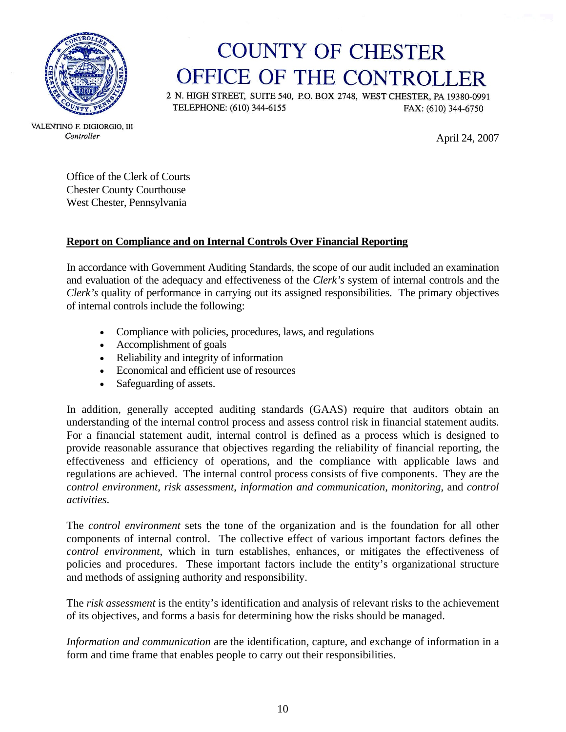# COUNTY OF CHESTER
# OFFICE OF THE CONTROLLER

2 N. HIGH STREET, SUITE 540, P.O. BOX 2748, WEST CHESTER, PA 19380-0991
TELEPHONE: (610) 344-6155 FAX: (610) 344-6750

VALENTINO F. DIGIORGIO, III
*Controller*

April 24, 2007

Office of the Clerk of Courts
Chester County Courthouse
West Chester, Pennsylvania

**Report on Compliance and on Internal Controls Over Financial Reporting**

In accordance with Government Auditing Standards, the scope of our audit included an examination and evaluation of the adequacy and effectiveness of the *Clerk's* system of internal controls and the *Clerk's* quality of performance in carrying out its assigned responsibilities. The primary objectives of internal controls include the following:

- Compliance with policies, procedures, laws, and regulations
- Accomplishment of goals
- Reliability and integrity of information
- Economical and efficient use of resources
- Safeguarding of assets.

In addition, generally accepted auditing standards (GAAS) require that auditors obtain an understanding of the internal control process and assess control risk in financial statement audits. For a financial statement audit, internal control is defined as a process which is designed to provide reasonable assurance that objectives regarding the reliability of financial reporting, the effectiveness and efficiency of operations, and the compliance with applicable laws and regulations are achieved. The internal control process consists of five components. They are the *control environment*, *risk assessment*, *information and communication*, *monitoring*, and *control activities*.

The *control environment* sets the tone of the organization and is the foundation for all other components of internal control. The collective effect of various important factors defines the *control environment*, which in turn establishes, enhances, or mitigates the effectiveness of policies and procedures. These important factors include the entity's organizational structure and methods of assigning authority and responsibility.

The *risk assessment* is the entity's identification and analysis of relevant risks to the achievement of its objectives, and forms a basis for determining how the risks should be managed.

*Information and communication* are the identification, capture, and exchange of information in a form and time frame that enables people to carry out their responsibilities.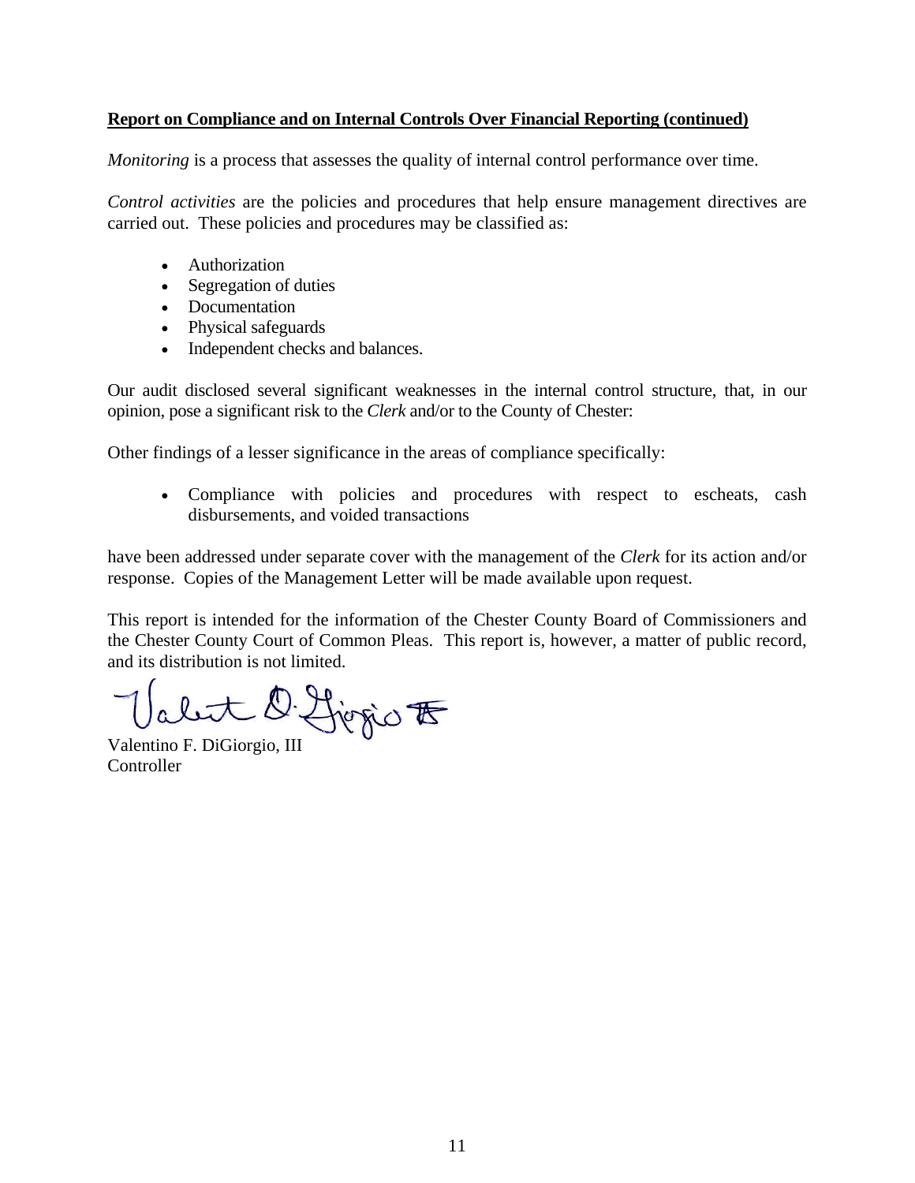**Report on Compliance and on Internal Controls Over Financial Reporting (continued)**

*Monitoring* is a process that assesses the quality of internal control performance over time.

*Control activities* are the policies and procedures that help ensure management directives are carried out. These policies and procedures may be classified as:

- Authorization
- Segregation of duties
- Documentation
- Physical safeguards
- Independent checks and balances.

Our audit disclosed several significant weaknesses in the internal control structure, that, in our opinion, pose a significant risk to the *Clerk* and/or to the County of Chester:

Other findings of a lesser significance in the areas of compliance specifically:

- Compliance with policies and procedures with respect to escheats, cash disbursements, and voided transactions

have been addressed under separate cover with the management of the *Clerk* for its action and/or response. Copies of the Management Letter will be made available upon request.

This report is intended for the information of the Chester County Board of Commissioners and the Chester County Court of Common Pleas. This report is, however, a matter of public record, and its distribution is not limited.

Valentino F. DiGiorgio, III
Controller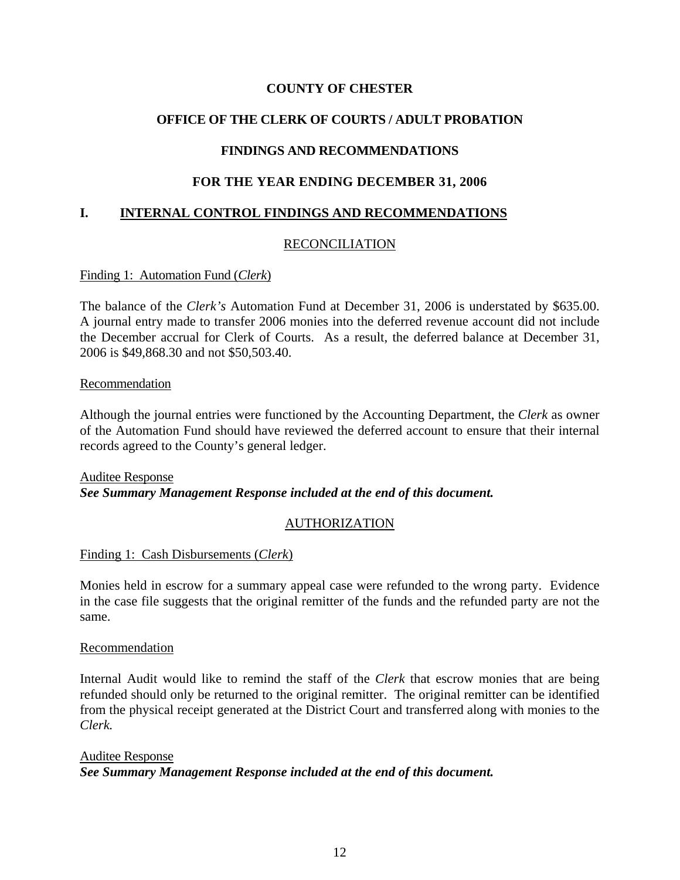# COUNTY OF CHESTER

## OFFICE OF THE CLERK OF COURTS / ADULT PROBATION

## FINDINGS AND RECOMMENDATIONS

## FOR THE YEAR ENDING DECEMBER 31, 2006

## I. INTERNAL CONTROL FINDINGS AND RECOMMENDATIONS

### RECONCILIATION

Finding 1: Automation Fund (*Clerk*)

The balance of the *Clerk's* Automation Fund at December 31, 2006 is understated by $635.00. A journal entry made to transfer 2006 monies into the deferred revenue account did not include the December accrual for Clerk of Courts. As a result, the deferred balance at December 31, 2006 is $49,868.30 and not $50,503.40.

Recommendation

Although the journal entries were functioned by the Accounting Department, the *Clerk* as owner of the Automation Fund should have reviewed the deferred account to ensure that their internal records agreed to the County's general ledger.

Auditee Response
***See Summary Management Response included at the end of this document.***

### AUTHORIZATION

Finding 1: Cash Disbursements (*Clerk*)

Monies held in escrow for a summary appeal case were refunded to the wrong party. Evidence in the case file suggests that the original remitter of the funds and the refunded party are not the same.

Recommendation

Internal Audit would like to remind the staff of the *Clerk* that escrow monies that are being refunded should only be returned to the original remitter. The original remitter can be identified from the physical receipt generated at the District Court and transferred along with monies to the *Clerk.*

Auditee Response
***See Summary Management Response included at the end of this document.***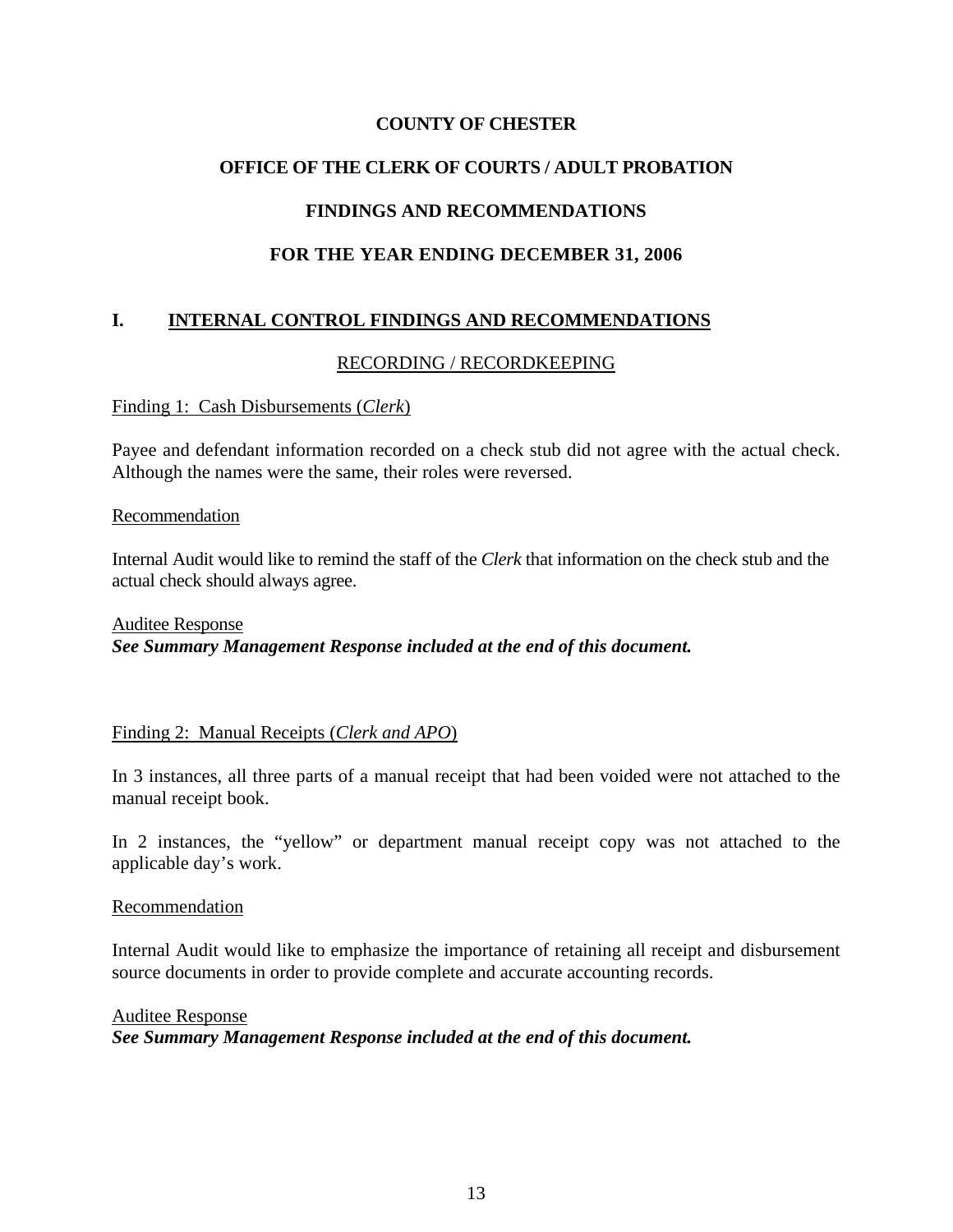# COUNTY OF CHESTER

## OFFICE OF THE CLERK OF COURTS / ADULT PROBATION

## FINDINGS AND RECOMMENDATIONS

## FOR THE YEAR ENDING DECEMBER 31, 2006

## I. INTERNAL CONTROL FINDINGS AND RECOMMENDATIONS

### RECORDING / RECORDKEEPING

Finding 1: Cash Disbursements (*Clerk*)

Payee and defendant information recorded on a check stub did not agree with the actual check. Although the names were the same, their roles were reversed.

Recommendation

Internal Audit would like to remind the staff of the *Clerk* that information on the check stub and the actual check should always agree.

Auditee Response
***See Summary Management Response included at the end of this document.***

Finding 2: Manual Receipts (*Clerk and APO*)

In 3 instances, all three parts of a manual receipt that had been voided were not attached to the manual receipt book.

In 2 instances, the "yellow" or department manual receipt copy was not attached to the applicable day's work.

Recommendation

Internal Audit would like to emphasize the importance of retaining all receipt and disbursement source documents in order to provide complete and accurate accounting records.

Auditee Response
***See Summary Management Response included at the end of this document.***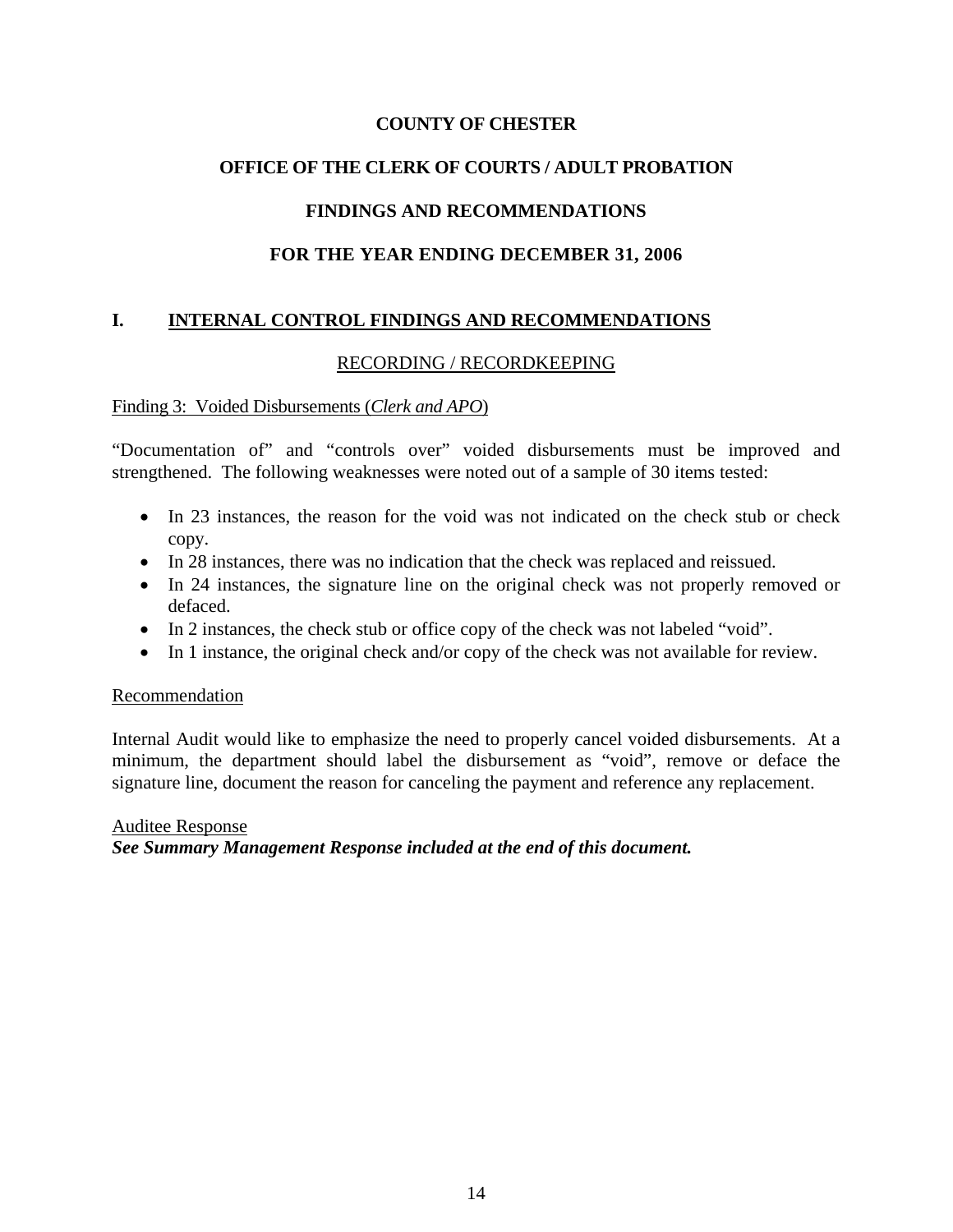**COUNTY OF CHESTER**

**OFFICE OF THE CLERK OF COURTS / ADULT PROBATION**

**FINDINGS AND RECOMMENDATIONS**

**FOR THE YEAR ENDING DECEMBER 31, 2006**

## I. INTERNAL CONTROL FINDINGS AND RECOMMENDATIONS

### RECORDING / RECORDKEEPING

Finding 3: Voided Disbursements (*Clerk and APO*)

"Documentation of" and "controls over" voided disbursements must be improved and strengthened. The following weaknesses were noted out of a sample of 30 items tested:

- In 23 instances, the reason for the void was not indicated on the check stub or check copy.
- In 28 instances, there was no indication that the check was replaced and reissued.
- In 24 instances, the signature line on the original check was not properly removed or defaced.
- In 2 instances, the check stub or office copy of the check was not labeled "void".
- In 1 instance, the original check and/or copy of the check was not available for review.

Recommendation

Internal Audit would like to emphasize the need to properly cancel voided disbursements. At a minimum, the department should label the disbursement as "void", remove or deface the signature line, document the reason for canceling the payment and reference any replacement.

Auditee Response
***See Summary Management Response included at the end of this document.***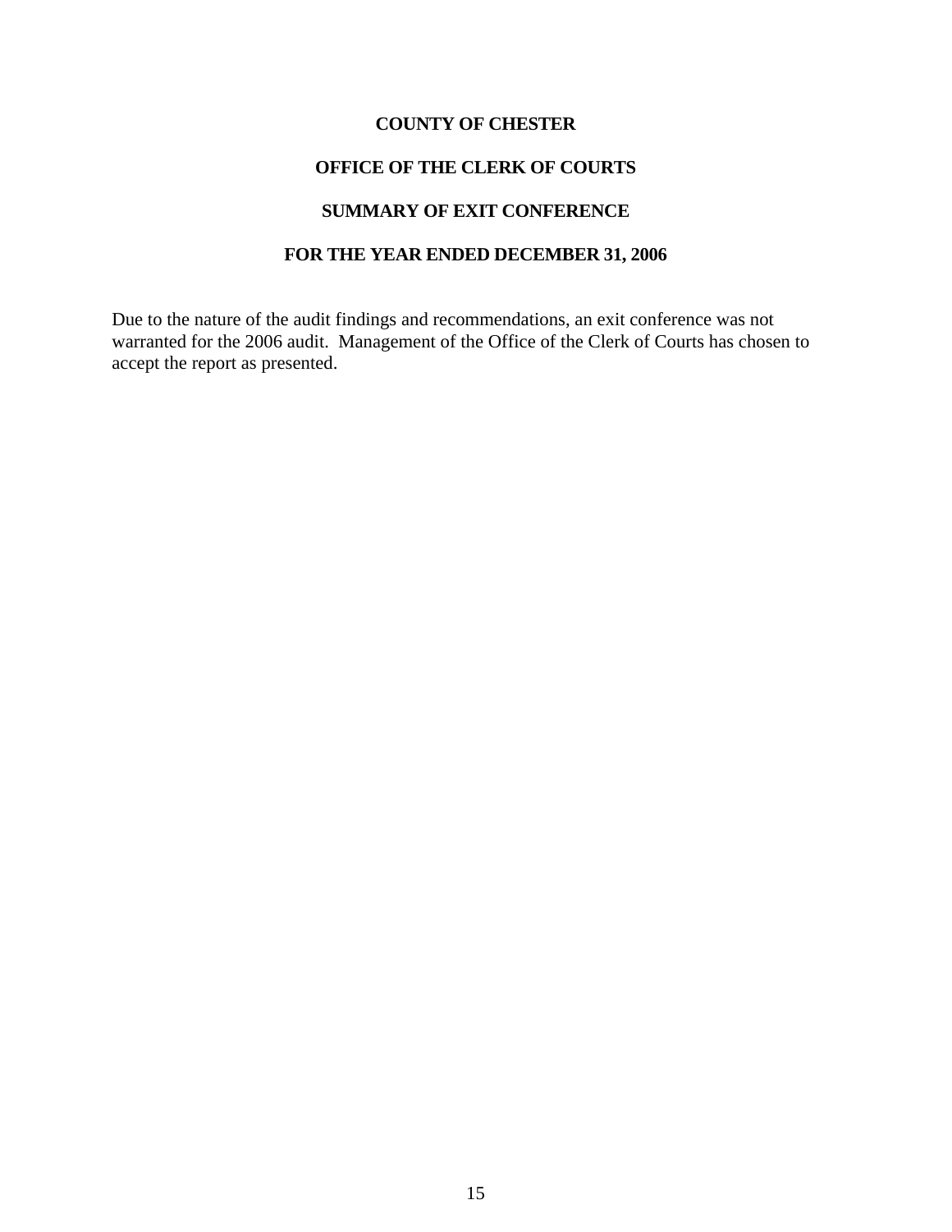**COUNTY OF CHESTER**

**OFFICE OF THE CLERK OF COURTS**

**SUMMARY OF EXIT CONFERENCE**

**FOR THE YEAR ENDED DECEMBER 31, 2006**

Due to the nature of the audit findings and recommendations, an exit conference was not warranted for the 2006 audit. Management of the Office of the Clerk of Courts has chosen to accept the report as presented.